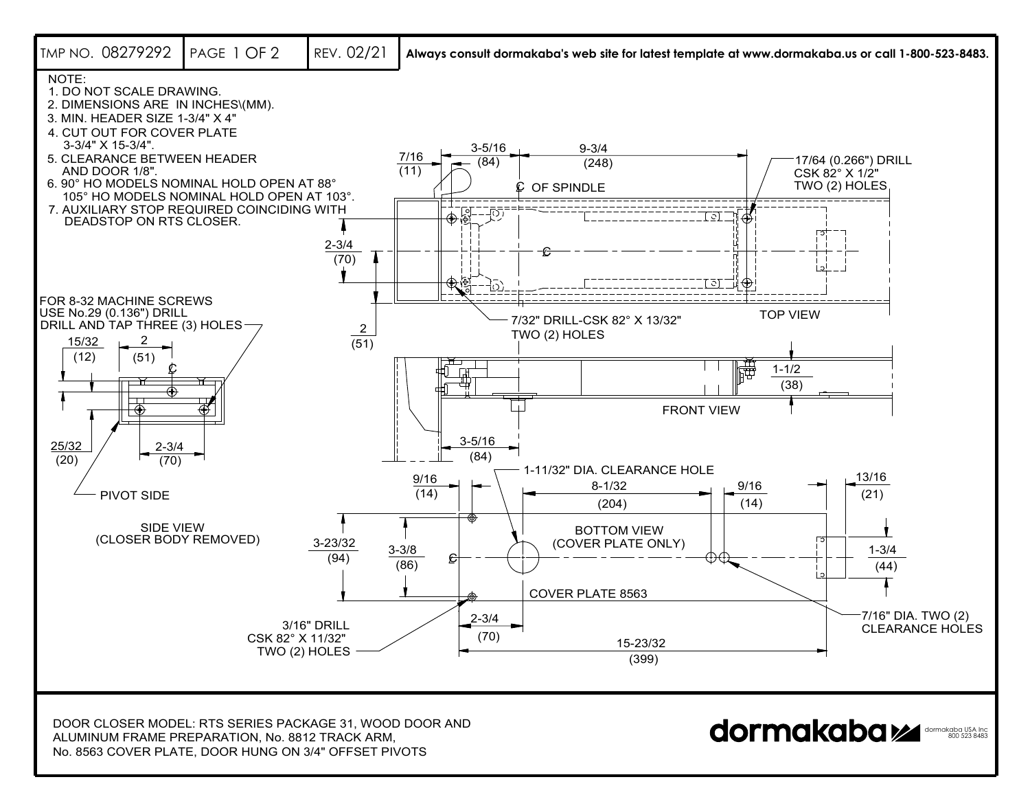| TMP NO. 08279292 | PAGE 1 OF 2 | REV. 02/21 | **Always consult dormakaba's web site for latest template at www.dormakaba.us or call 1-800-523-8483.** |
| --- | --- | --- | --- |

NOTE:
1. DO NOT SCALE DRAWING.
2. DIMENSIONS ARE IN INCHES\(MM).
3. MIN. HEADER SIZE 1-3/4" X 4"
4. CUT OUT FOR COVER PLATE 3-3/4" X 15-3/4".
5. CLEARANCE BETWEEN HEADER AND DOOR 1/8".
6. 90° HO MODELS NOMINAL HOLD OPEN AT 88° 105° HO MODELS NOMINAL HOLD OPEN AT 103°.
7. AUXILIARY STOP REQUIRED COINCIDING WITH DEADSTOP ON RTS CLOSER.

TOP VIEW

- 7/16 (11)
- 3-5/16 (84)
- 9-3/4 (248)
- ℄ OF SPINDLE
- ℄
- 17/64 (0.266") DRILL CSK 82° X 1/2" TWO (2) HOLES
- 2-3/4 (70)
- 2 (51)
- 7/32" DRILL-CSK 82° X 13/32" TWO (2) HOLES

FRONT VIEW

- 1-1/2 (38)
- 3-5/16 (84)

SIDE VIEW (CLOSER BODY REMOVED)

- FOR 8-32 MACHINE SCREWS USE No.29 (0.136") DRILL DRILL AND TAP THREE (3) HOLES
- 15/32 (12)
- 2 (51)
- ℄
- 25/32 (20)
- 2-3/4 (70)
- PIVOT SIDE

BOTTOM VIEW (COVER PLATE ONLY)

- 1-11/32" DIA. CLEARANCE HOLE
- 9/16 (14)
- 8-1/32 (204)
- 9/16 (14)
- 13/16 (21)
- 3-23/32 (94)
- 3-3/8 (86)
- ℄
- 1-3/4 (44)
- COVER PLATE 8563
- 7/16" DIA. TWO (2) CLEARANCE HOLES
- 3/16" DRILL CSK 82° X 11/32" TWO (2) HOLES
- 2-3/4 (70)
- 15-23/32 (399)

DOOR CLOSER MODEL: RTS SERIES PACKAGE 31, WOOD DOOR AND ALUMINUM FRAME PREPARATION, No. 8812 TRACK ARM, No. 8563 COVER PLATE, DOOR HUNG ON 3/4" OFFSET PIVOTS

**dormakaba** dormakaba USA Inc 800 523 8483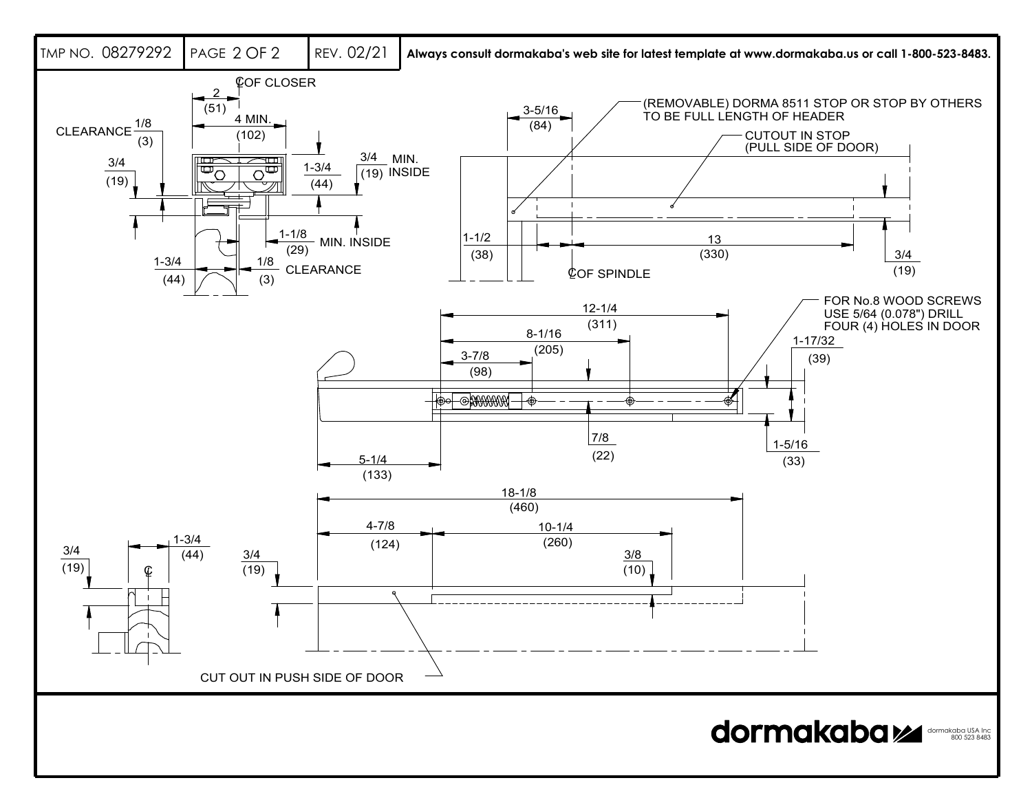TMP NO. 08279292 | PAGE 2 OF 2 | REV. 02/21

**Always consult dormakaba's web site for latest template at www.dormakaba.us or call 1-800-523-8483.**

℄OF CLOSER

2 (51)

4 MIN. (102)

CLEARANCE 1/8 (3)

3/4 (19)

1-3/4 (44)

3/4 (19) MIN. INSIDE

1-1/8 (29) MIN. INSIDE

1-3/4 (44)

1/8 (3) CLEARANCE

3-5/16 (84)

(REMOVABLE) DORMA 8511 STOP OR STOP BY OTHERS TO BE FULL LENGTH OF HEADER

CUTOUT IN STOP (PULL SIDE OF DOOR)

1-1/2 (38)

13 (330)

3/4 (19)

℄OF SPINDLE

12-1/4 (311)

8-1/16 (205)

3-7/8 (98)

FOR No.8 WOOD SCREWS USE 5/64 (0.078") DRILL FOUR (4) HOLES IN DOOR

1-17/32 (39)

7/8 (22)

1-5/16 (33)

5-1/4 (133)

18-1/8 (460)

4-7/8 (124)

10-1/4 (260)

3/8 (10)

3/4 (19)

1-3/4 (44)

℄

3/4 (19)

CUT OUT IN PUSH SIDE OF DOOR

dormakaba

dormakaba USA Inc 800 523 8483